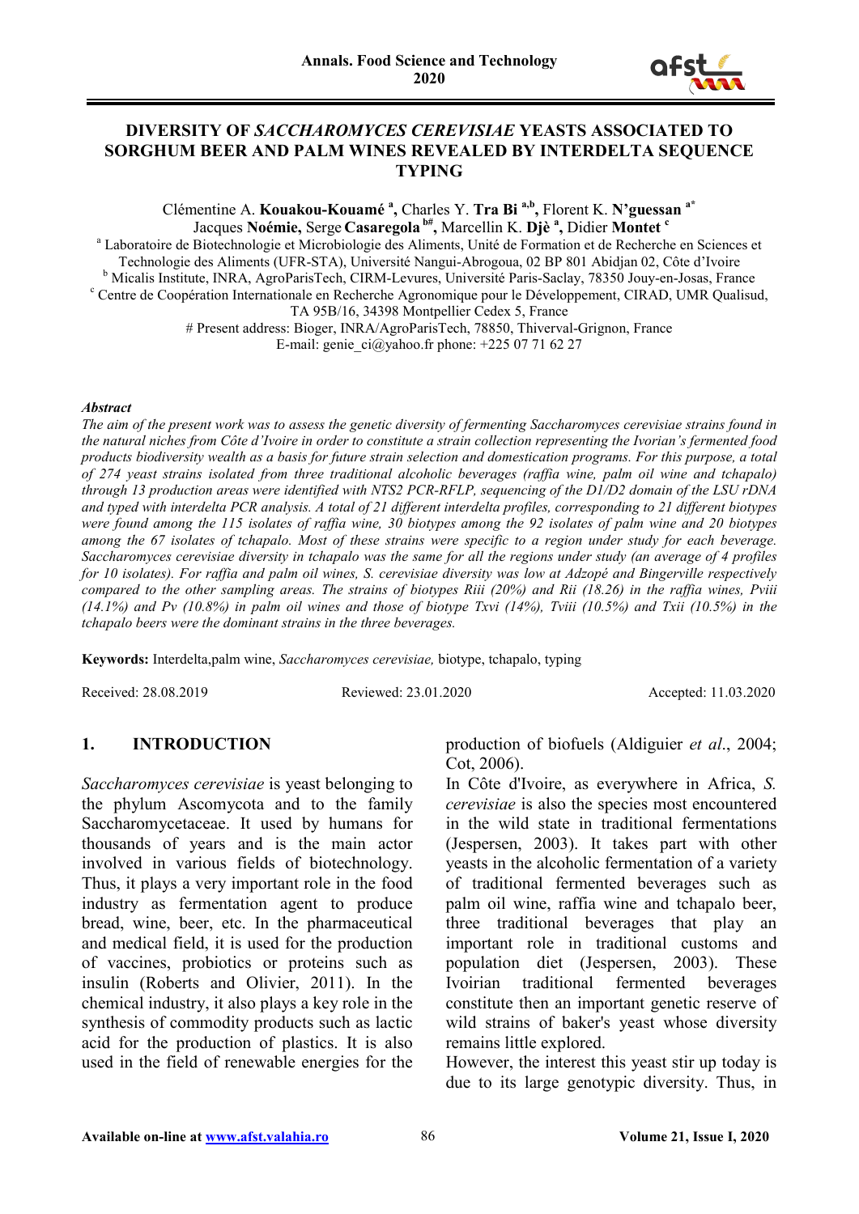# DIVERSITY OF *SACCHAROMYCES CEREVISIAE* YEASTS ASSOCIATED TO SORGHUM BEER AND PALM WINES REVEALED BY INTERDELTA SEQUENCE TYPING

Clémentine A. **Kouakou-Kouamé** [a], Charles Y. **Tra Bi** [a,b], Florent K. **N'guessan** [a*] Jacques **Noémie,** Serge **Casaregola** [b#], Marcellin K. **Djè** [a], Didier **Montet** [c]

[a] Laboratoire de Biotechnologie et Microbiologie des Aliments, Unité de Formation et de Recherche en Sciences et Technologie des Aliments (UFR-STA), Université Nangui-Abrogoua, 02 BP 801 Abidjan 02, Côte d'Ivoire

[b] Micalis Institute, INRA, AgroParisTech, CIRM-Levures, Université Paris-Saclay, 78350 Jouy-en-Josas, France

[c] Centre de Coopération Internationale en Recherche Agronomique pour le Développement, CIRAD, UMR Qualisud, TA 95B/16, 34398 Montpellier Cedex 5, France

# Present address: Bioger, INRA/AgroParisTech, 78850, Thiverval-Grignon, France

E-mail: genie_ci@yahoo.fr phone: +225 07 71 62 27

### *Abstract*

*The aim of the present work was to assess the genetic diversity of fermenting Saccharomyces cerevisiae strains found in the natural niches from Côte d'Ivoire in order to constitute a strain collection representing the Ivorian's fermented food products biodiversity wealth as a basis for future strain selection and domestication programs. For this purpose, a total of 274 yeast strains isolated from three traditional alcoholic beverages (raffia wine, palm oil wine and tchapalo) through 13 production areas were identified with NTS2 PCR-RFLP, sequencing of the D1/D2 domain of the LSU rDNA and typed with interdelta PCR analysis. A total of 21 different interdelta profiles, corresponding to 21 different biotypes were found among the 115 isolates of raffia wine, 30 biotypes among the 92 isolates of palm wine and 20 biotypes among the 67 isolates of tchapalo. Most of these strains were specific to a region under study for each beverage. Saccharomyces cerevisiae diversity in tchapalo was the same for all the regions under study (an average of 4 profiles for 10 isolates). For raffia and palm oil wines, S. cerevisiae diversity was low at Adzopé and Bingerville respectively compared to the other sampling areas. The strains of biotypes Riii (20%) and Rii (18.26) in the raffia wines, Pviii (14.1%) and Pv (10.8%) in palm oil wines and those of biotype Txvi (14%), Tviii (10.5%) and Txii (10.5%) in the tchapalo beers were the dominant strains in the three beverages.*

**Keywords:** Interdelta,palm wine, *Saccharomyces cerevisiae,* biotype, tchapalo, typing

Received: 28.08.2019 Reviewed: 23.01.2020 Accepted: 11.03.2020

## 1. INTRODUCTION

*Saccharomyces cerevisiae* is yeast belonging to the phylum Ascomycota and to the family Saccharomycetaceae. It used by humans for thousands of years and is the main actor involved in various fields of biotechnology. Thus, it plays a very important role in the food industry as fermentation agent to produce bread, wine, beer, etc. In the pharmaceutical and medical field, it is used for the production of vaccines, probiotics or proteins such as insulin (Roberts and Olivier, 2011). In the chemical industry, it also plays a key role in the synthesis of commodity products such as lactic acid for the production of plastics. It is also used in the field of renewable energies for the production of biofuels (Aldiguier *et al*., 2004; Cot, 2006).

In Côte d'Ivoire, as everywhere in Africa, *S. cerevisiae* is also the species most encountered in the wild state in traditional fermentations (Jespersen, 2003). It takes part with other yeasts in the alcoholic fermentation of a variety of traditional fermented beverages such as palm oil wine, raffia wine and tchapalo beer, three traditional beverages that play an important role in traditional customs and population diet (Jespersen, 2003). These Ivoirian traditional fermented beverages constitute then an important genetic reserve of wild strains of baker's yeast whose diversity remains little explored.

However, the interest this yeast stir up today is due to its large genotypic diversity. Thus, in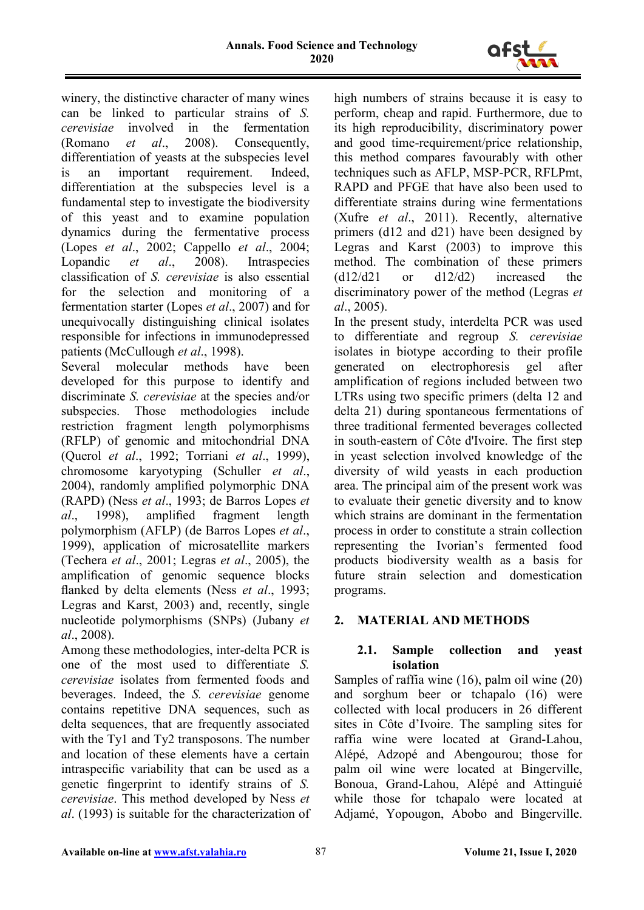winery, the distinctive character of many wines can be linked to particular strains of *S. cerevisiae* involved in the fermentation (Romano *et al*., 2008). Consequently, differentiation of yeasts at the subspecies level is an important requirement. Indeed, differentiation at the subspecies level is a fundamental step to investigate the biodiversity of this yeast and to examine population dynamics during the fermentative process (Lopes *et al*., 2002; Cappello *et al*., 2004; Lopandic *et al*., 2008). Intraspecies classification of *S. cerevisiae* is also essential for the selection and monitoring of a fermentation starter (Lopes *et al*., 2007) and for unequivocally distinguishing clinical isolates responsible for infections in immunodepressed patients (McCullough *et al*., 1998).

Several molecular methods have been developed for this purpose to identify and discriminate *S. cerevisiae* at the species and/or subspecies. Those methodologies include restriction fragment length polymorphisms (RFLP) of genomic and mitochondrial DNA (Querol *et al*., 1992; Torriani *et al*., 1999), chromosome karyotyping (Schuller *et al*., 2004), randomly amplified polymorphic DNA (RAPD) (Ness *et al*., 1993; de Barros Lopes *et al*., 1998), amplified fragment length polymorphism (AFLP) (de Barros Lopes *et al*., 1999), application of microsatellite markers (Techera *et al*., 2001; Legras *et al*., 2005), the amplification of genomic sequence blocks flanked by delta elements (Ness *et al*., 1993; Legras and Karst, 2003) and, recently, single nucleotide polymorphisms (SNPs) (Jubany *et al*., 2008).

Among these methodologies, inter-delta PCR is one of the most used to differentiate *S. cerevisiae* isolates from fermented foods and beverages. Indeed, the *S. cerevisiae* genome contains repetitive DNA sequences, such as delta sequences, that are frequently associated with the Ty1 and Ty2 transposons. The number and location of these elements have a certain intraspecific variability that can be used as a genetic fingerprint to identify strains of *S. cerevisiae*. This method developed by Ness *et al*. (1993) is suitable for the characterization of high numbers of strains because it is easy to perform, cheap and rapid. Furthermore, due to its high reproducibility, discriminatory power and good time-requirement/price relationship, this method compares favourably with other techniques such as AFLP, MSP-PCR, RFLPmt, RAPD and PFGE that have also been used to differentiate strains during wine fermentations (Xufre *et al*., 2011). Recently, alternative primers (d12 and d21) have been designed by Legras and Karst (2003) to improve this method. The combination of these primers (d12/d21 or d12/d2) increased the discriminatory power of the method (Legras *et al*., 2005).

In the present study, interdelta PCR was used to differentiate and regroup *S. cerevisiae* isolates in biotype according to their profile generated on electrophoresis gel after amplification of regions included between two LTRs using two specific primers (delta 12 and delta 21) during spontaneous fermentations of three traditional fermented beverages collected in south-eastern of Côte d'Ivoire. The first step in yeast selection involved knowledge of the diversity of wild yeasts in each production area. The principal aim of the present work was to evaluate their genetic diversity and to know which strains are dominant in the fermentation process in order to constitute a strain collection representing the Ivorian's fermented food products biodiversity wealth as a basis for future strain selection and domestication programs.

## 2. MATERIAL AND METHODS

### 2.1. Sample collection and yeast isolation

Samples of raffia wine (16), palm oil wine (20) and sorghum beer or tchapalo (16) were collected with local producers in 26 different sites in Côte d'Ivoire. The sampling sites for raffia wine were located at Grand-Lahou, Alépé, Adzopé and Abengourou; those for palm oil wine were located at Bingerville, Bonoua, Grand-Lahou, Alépé and Attinguié while those for tchapalo were located at Adjamé, Yopougon, Abobo and Bingerville.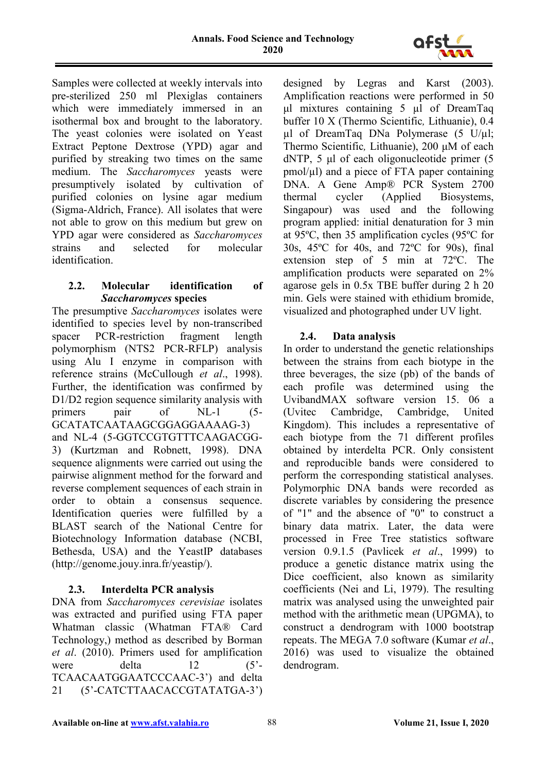Samples were collected at weekly intervals into pre-sterilized 250 ml Plexiglas containers which were immediately immersed in an isothermal box and brought to the laboratory. The yeast colonies were isolated on Yeast Extract Peptone Dextrose (YPD) agar and purified by streaking two times on the same medium. The *Saccharomyces* yeasts were presumptively isolated by cultivation of purified colonies on lysine agar medium (Sigma-Aldrich, France). All isolates that were not able to grow on this medium but grew on YPD agar were considered as *Saccharomyces* strains and selected for molecular identification.

### 2.2. Molecular identification of *Saccharomyces* species

The presumptive *Saccharomyces* isolates were identified to species level by non-transcribed spacer PCR-restriction fragment length polymorphism (NTS2 PCR-RFLP) analysis using Alu I enzyme in comparison with reference strains (McCullough *et al*., 1998). Further, the identification was confirmed by D1/D2 region sequence similarity analysis with primers pair of NL-1 (5-GCATATCAATAAGCGGAGGAAAAG-3) and NL-4 (5-GGTCCGTGTTTCAAGACGG-3) (Kurtzman and Robnett, 1998). DNA sequence alignments were carried out using the pairwise alignment method for the forward and reverse complement sequences of each strain in order to obtain a consensus sequence. Identification queries were fulfilled by a BLAST search of the National Centre for Biotechnology Information database (NCBI, Bethesda, USA) and the YeastIP databases (http://genome.jouy.inra.fr/yeastip/).

### 2.3. Interdelta PCR analysis

DNA from *Saccharomyces cerevisiae* isolates was extracted and purified using FTA paper Whatman classic (Whatman FTA® Card Technology,) method as described by Borman *et al*. (2010). Primers used for amplification were delta 12 (5'-TCAACAATGGAATCCCAAC-3') and delta 21 (5'-CATCTTAACACCGTATATGA-3') designed by Legras and Karst (2003). Amplification reactions were performed in 50 µl mixtures containing 5 µl of DreamTaq buffer 10 X (Thermo Scientific, Lithuanie), 0.4 µl of DreamTaq DNa Polymerase (5 U/µl; Thermo Scientific, Lithuanie), 200 µM of each dNTP, 5 µl of each oligonucleotide primer (5 pmol/µl) and a piece of FTA paper containing DNA. A Gene Amp® PCR System 2700 thermal cycler (Applied Biosystems, Singapour) was used and the following program applied: initial denaturation for 3 min at 95ºC, then 35 amplification cycles (95ºC for 30s, 45ºC for 40s, and 72ºC for 90s), final extension step of 5 min at 72ºC. The amplification products were separated on 2% agarose gels in 0.5x TBE buffer during 2 h 20 min. Gels were stained with ethidium bromide, visualized and photographed under UV light.

### 2.4. Data analysis

In order to understand the genetic relationships between the strains from each biotype in the three beverages, the size (pb) of the bands of each profile was determined using the UvibandMAX software version 15. 06 a (Uvitec Cambridge, Cambridge, United Kingdom). This includes a representative of each biotype from the 71 different profiles obtained by interdelta PCR. Only consistent and reproducible bands were considered to perform the corresponding statistical analyses. Polymorphic DNA bands were recorded as discrete variables by considering the presence of "1" and the absence of "0" to construct a binary data matrix. Later, the data were processed in Free Tree statistics software version 0.9.1.5 (Pavlicek *et al*., 1999) to produce a genetic distance matrix using the Dice coefficient, also known as similarity coefficients (Nei and Li, 1979). The resulting matrix was analysed using the unweighted pair method with the arithmetic mean (UPGMA), to construct a dendrogram with 1000 bootstrap repeats. The MEGA 7.0 software (Kumar *et al*., 2016) was used to visualize the obtained dendrogram.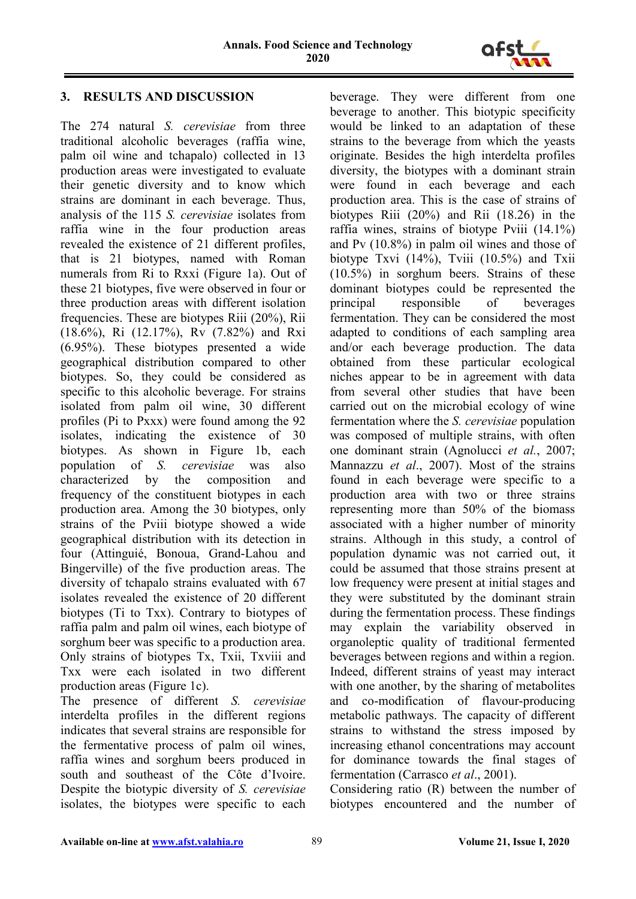## 3. RESULTS AND DISCUSSION

The 274 natural *S. cerevisiae* from three traditional alcoholic beverages (raffia wine, palm oil wine and tchapalo) collected in 13 production areas were investigated to evaluate their genetic diversity and to know which strains are dominant in each beverage. Thus, analysis of the 115 *S. cerevisiae* isolates from raffia wine in the four production areas revealed the existence of 21 different profiles, that is 21 biotypes, named with Roman numerals from Ri to Rxxi (Figure 1a). Out of these 21 biotypes, five were observed in four or three production areas with different isolation frequencies. These are biotypes Riii (20%), Rii (18.6%), Ri (12.17%), Rv (7.82%) and Rxi (6.95%). These biotypes presented a wide geographical distribution compared to other biotypes. So, they could be considered as specific to this alcoholic beverage. For strains isolated from palm oil wine, 30 different profiles (Pi to Pxxx) were found among the 92 isolates, indicating the existence of 30 biotypes. As shown in Figure 1b, each population of *S. cerevisiae* was also characterized by the composition and frequency of the constituent biotypes in each production area. Among the 30 biotypes, only strains of the Pviii biotype showed a wide geographical distribution with its detection in four (Attinguié, Bonoua, Grand-Lahou and Bingerville) of the five production areas. The diversity of tchapalo strains evaluated with 67 isolates revealed the existence of 20 different biotypes (Ti to Txx). Contrary to biotypes of raffia palm and palm oil wines, each biotype of sorghum beer was specific to a production area. Only strains of biotypes Tx, Txii, Txviii and Txx were each isolated in two different production areas (Figure 1c).

The presence of different *S. cerevisiae* interdelta profiles in the different regions indicates that several strains are responsible for the fermentative process of palm oil wines, raffia wines and sorghum beers produced in south and southeast of the Côte d'Ivoire. Despite the biotypic diversity of *S. cerevisiae* isolates, the biotypes were specific to each beverage. They were different from one beverage to another. This biotypic specificity would be linked to an adaptation of these strains to the beverage from which the yeasts originate. Besides the high interdelta profiles diversity, the biotypes with a dominant strain were found in each beverage and each production area. This is the case of strains of biotypes Riii (20%) and Rii (18.26) in the raffia wines, strains of biotype Pviii (14.1%) and Pv (10.8%) in palm oil wines and those of biotype Txvi (14%), Tviii (10.5%) and Txii (10.5%) in sorghum beers. Strains of these dominant biotypes could be represented the principal responsible of beverages fermentation. They can be considered the most adapted to conditions of each sampling area and/or each beverage production. The data obtained from these particular ecological niches appear to be in agreement with data from several other studies that have been carried out on the microbial ecology of wine fermentation where the *S. cerevisiae* population was composed of multiple strains, with often one dominant strain (Agnolucci *et al.*, 2007; Mannazzu *et al*., 2007). Most of the strains found in each beverage were specific to a production area with two or three strains representing more than 50% of the biomass associated with a higher number of minority strains. Although in this study, a control of population dynamic was not carried out, it could be assumed that those strains present at low frequency were present at initial stages and they were substituted by the dominant strain during the fermentation process. These findings may explain the variability observed in organoleptic quality of traditional fermented beverages between regions and within a region. Indeed, different strains of yeast may interact with one another, by the sharing of metabolites and co-modification of flavour-producing metabolic pathways. The capacity of different strains to withstand the stress imposed by increasing ethanol concentrations may account for dominance towards the final stages of fermentation (Carrasco *et al*., 2001).

Considering ratio (R) between the number of biotypes encountered and the number of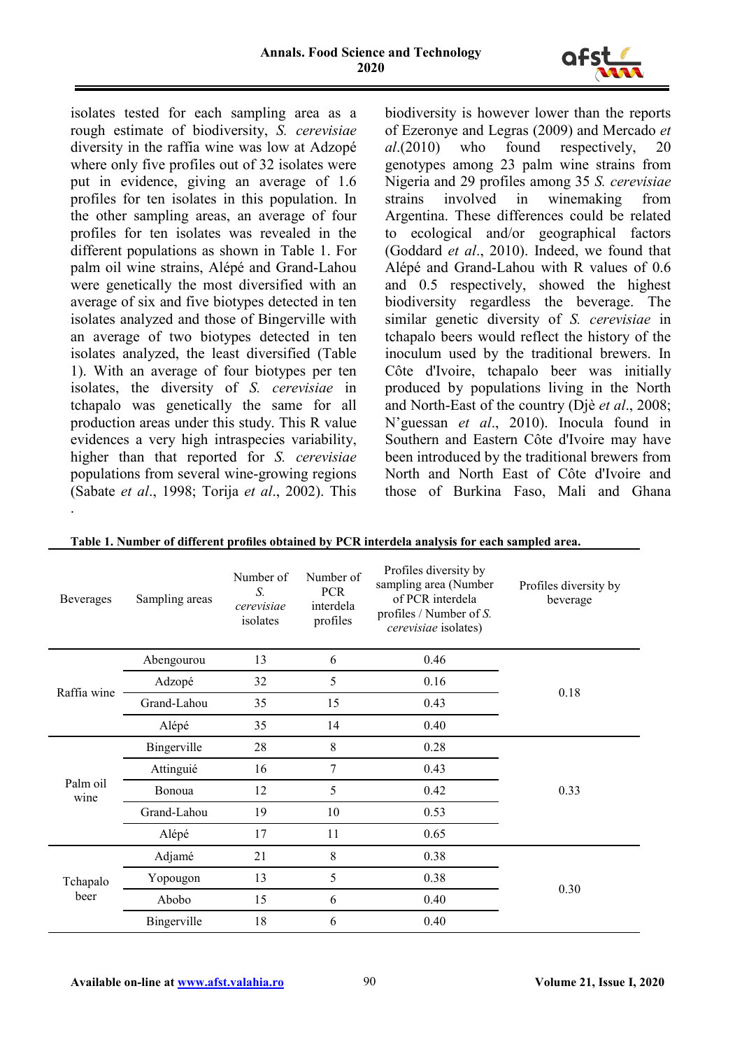isolates tested for each sampling area as a rough estimate of biodiversity, *S. cerevisiae* diversity in the raffia wine was low at Adzopé where only five profiles out of 32 isolates were put in evidence, giving an average of 1.6 profiles for ten isolates in this population. In the other sampling areas, an average of four profiles for ten isolates was revealed in the different populations as shown in Table 1. For palm oil wine strains, Alépé and Grand-Lahou were genetically the most diversified with an average of six and five biotypes detected in ten isolates analyzed and those of Bingerville with an average of two biotypes detected in ten isolates analyzed, the least diversified (Table 1). With an average of four biotypes per ten isolates, the diversity of *S. cerevisiae* in tchapalo was genetically the same for all production areas under this study. This R value evidences a very high intraspecies variability, higher than that reported for *S. cerevisiae* populations from several wine-growing regions (Sabate *et al*., 1998; Torija *et al*., 2002). This biodiversity is however lower than the reports of Ezeronye and Legras (2009) and Mercado *et al*.(2010) who found respectively, 20 genotypes among 23 palm wine strains from Nigeria and 29 profiles among 35 *S. cerevisiae* strains involved in winemaking from Argentina. These differences could be related to ecological and/or geographical factors (Goddard *et al*., 2010). Indeed, we found that Alépé and Grand-Lahou with R values of 0.6 and 0.5 respectively, showed the highest biodiversity regardless the beverage. The similar genetic diversity of *S. cerevisiae* in tchapalo beers would reflect the history of the inoculum used by the traditional brewers. In Côte d'Ivoire, tchapalo beer was initially produced by populations living in the North and North-East of the country (Djè *et al*., 2008; N'guessan *et al*., 2010). Inocula found in Southern and Eastern Côte d'Ivoire may have been introduced by the traditional brewers from North and North East of Côte d'Ivoire and those of Burkina Faso, Mali and Ghana

**Table 1. Number of different profiles obtained by PCR interdela analysis for each sampled area.**

| Beverages | Sampling areas | Number of *S. cerevisiae* isolates | Number of PCR interdela profiles | Profiles diversity by sampling area (Number of PCR interdela profiles / Number of *S. cerevisiae* isolates) | Profiles diversity by beverage |
|---|---|---|---|---|---|
| Raffia wine | Abengourou | 13 | 6 | 0.46 | 0.18 |
| | Adzopé | 32 | 5 | 0.16 | |
| | Grand-Lahou | 35 | 15 | 0.43 | |
| | Alépé | 35 | 14 | 0.40 | |
| Palm oil wine | Bingerville | 28 | 8 | 0.28 | 0.33 |
| | Attinguié | 16 | 7 | 0.43 | |
| | Bonoua | 12 | 5 | 0.42 | |
| | Grand-Lahou | 19 | 10 | 0.53 | |
| | Alépé | 17 | 11 | 0.65 | |
| Tchapalo beer | Adjamé | 21 | 8 | 0.38 | 0.30 |
| | Yopougon | 13 | 5 | 0.38 | |
| | Abobo | 15 | 6 | 0.40 | |
| | Bingerville | 18 | 6 | 0.40 | |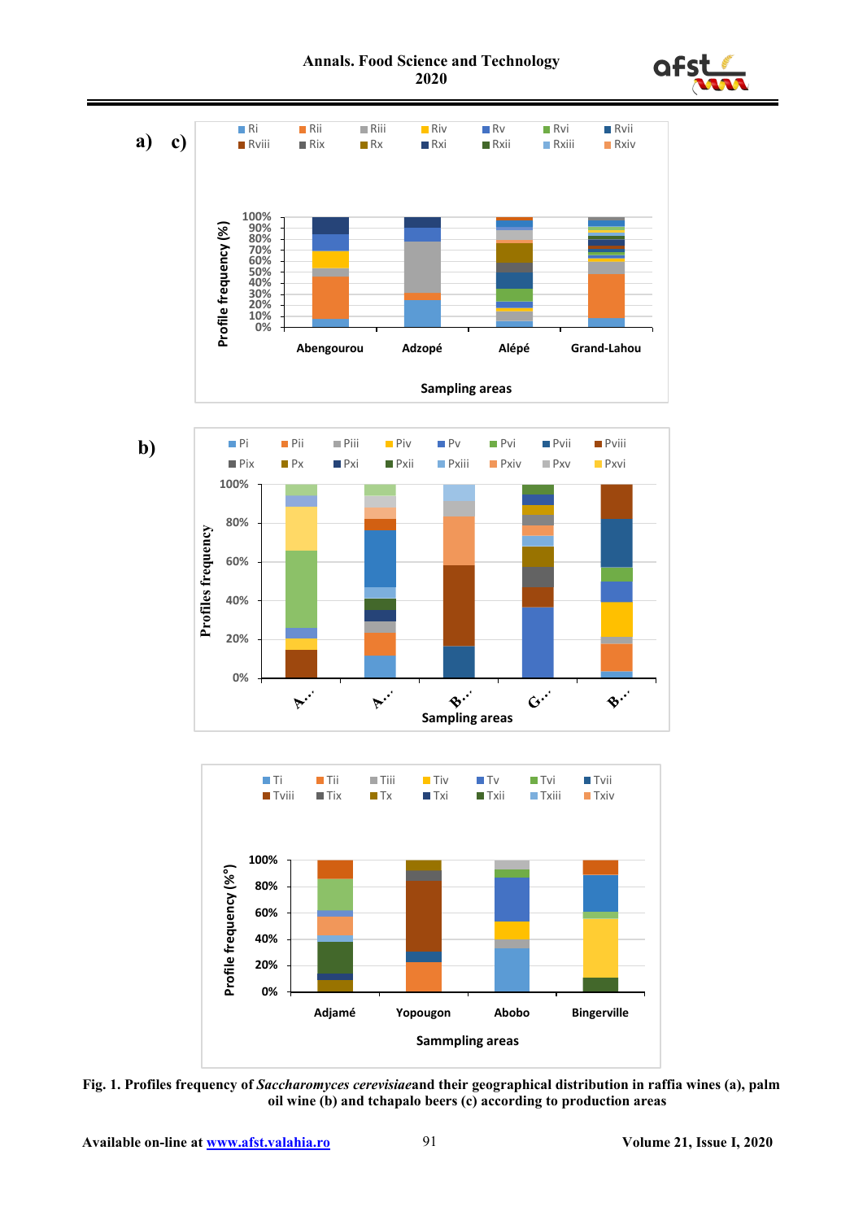**Fig. 1. Profiles frequency of *Saccharomyces cerevisiae* and their geographical distribution in raffia wines (a), palm oil wine (b) and tchapalo beers (c) according to production areas**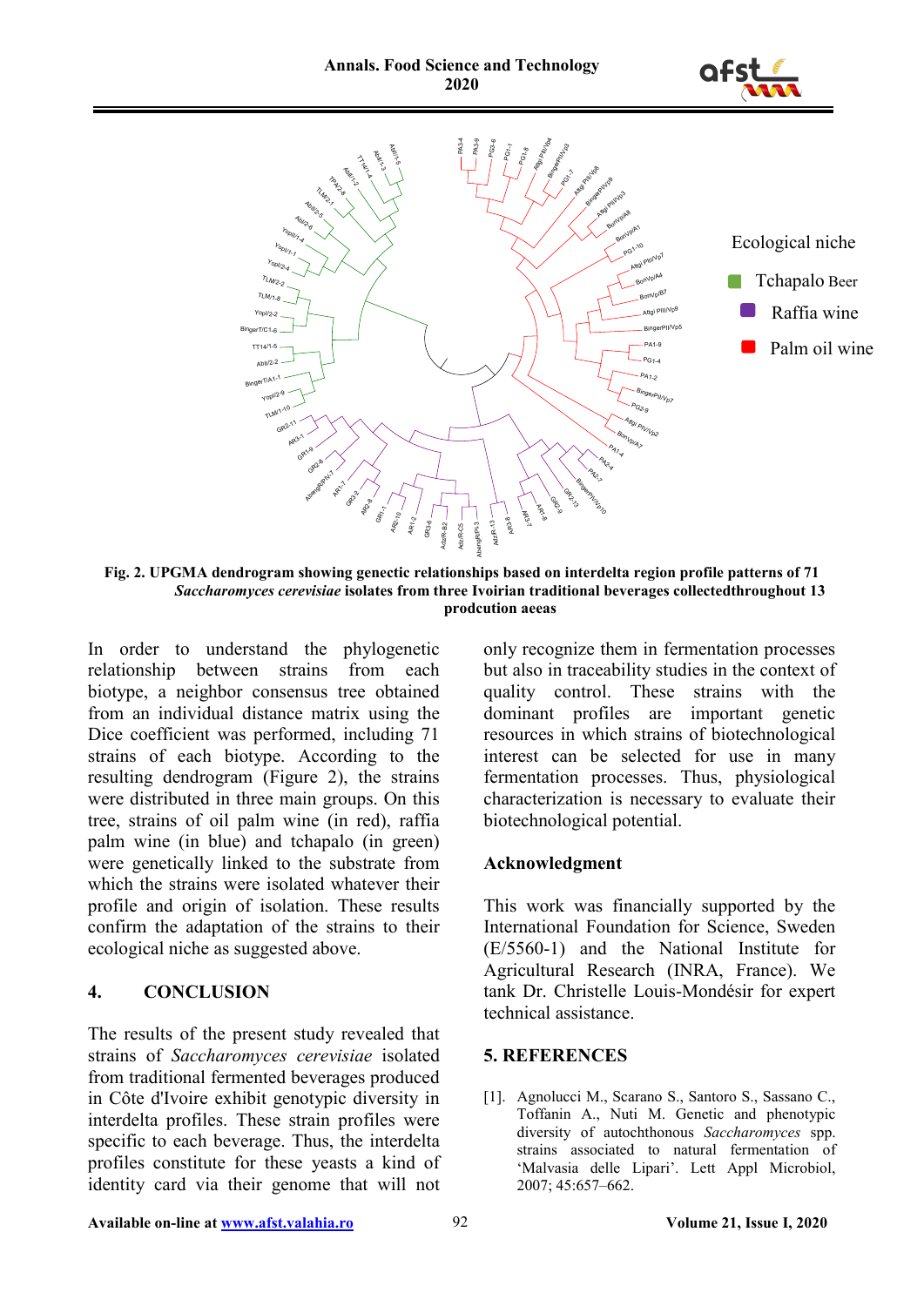Fig. 2. UPGMA dendrogram showing genectic relationships based on interdelta region profile patterns of 71 *Saccharomyces cerevisiae* isolates from three Ivoirian traditional beverages collectedthroughout 13 prodcution aeeas

In order to understand the phylogenetic relationship between strains from each biotype, a neighbor consensus tree obtained from an individual distance matrix using the Dice coefficient was performed, including 71 strains of each biotype. According to the resulting dendrogram (Figure 2), the strains were distributed in three main groups. On this tree, strains of oil palm wine (in red), raffia palm wine (in blue) and tchapalo (in green) were genetically linked to the substrate from which the strains were isolated whatever their profile and origin of isolation. These results confirm the adaptation of the strains to their ecological niche as suggested above.

## 4. CONCLUSION

The results of the present study revealed that strains of *Saccharomyces cerevisiae* isolated from traditional beverages produced in Côte d'Ivoire exhibit genotypic diversity in interdelta profiles. These strain profiles were specific to each beverage. Thus, the interdelta profiles constitute for these yeasts a kind of identity card via their genome that will not only recognize them in fermentation processes but also in traceability studies in the context of quality control. These strains with the dominant profiles are important genetic resources in which strains of biotechnological interest can be selected for use in many fermentation processes. Thus, physiological characterization is necessary to evaluate their biotechnological potential.

## Acknowledgment

This work was financially supported by the International Foundation for Science, Sweden (E/5560-1) and the National Institute for Agricultural Research (INRA, France). We tank Dr. Christelle Louis-Mondésir for expert technical assistance.

## 5. REFERENCES

[1]. Agnolucci M., Scarano S., Santoro S., Sassano C., Toffanin A., Nuti M. Genetic and phenotypic diversity of autochthonous *Saccharomyces* spp. strains associated to natural fermentation of 'Malvasia delle Lipari'. Lett Appl Microbiol, 2007; 45:657–662.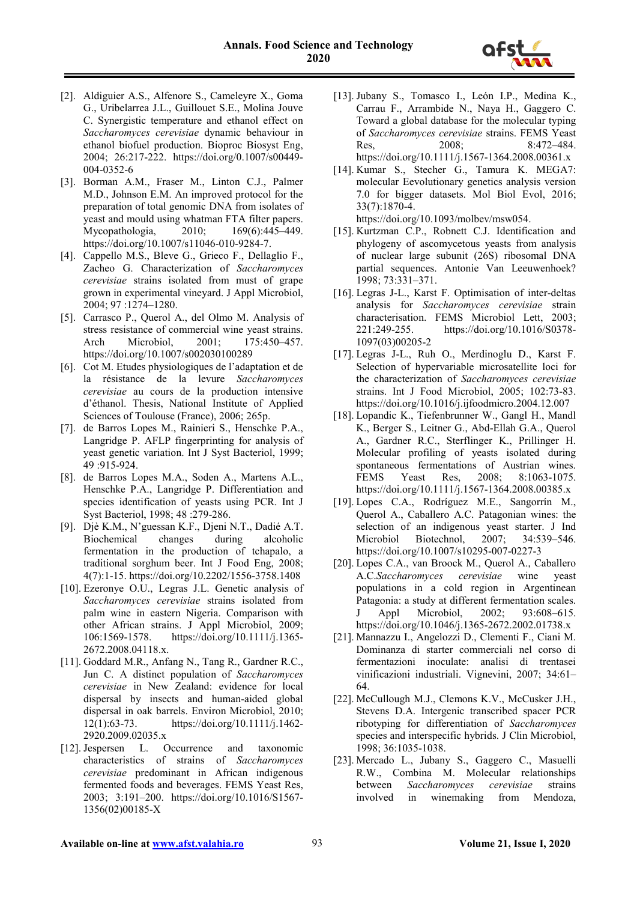[2]. Aldiguier A.S., Alfenore S., Cameleyre X., Goma G., Uribelarrea J.L., Guillouet S.E., Molina Jouve C. Synergistic temperature and ethanol effect on *Saccharomyces cerevisiae* dynamic behaviour in ethanol biofuel production. Bioproc Biosyst Eng, 2004; 26:217-222. https://doi.org/0.1007/s00449-004-0352-6

[3]. Borman A.M., Fraser M., Linton C.J., Palmer M.D., Johnson E.M. An improved protocol for the preparation of total genomic DNA from isolates of yeast and mould using whatman FTA filter papers. Mycopathologia, 2010; 169(6):445–449. https://doi.org/10.1007/s11046-010-9284-7.

[4]. Cappello M.S., Bleve G., Grieco F., Dellaglio F., Zacheo G. Characterization of *Saccharomyces cerevisiae* strains isolated from must of grape grown in experimental vineyard. J Appl Microbiol, 2004; 97 :1274–1280.

[5]. Carrasco P., Querol A., del Olmo M. Analysis of stress resistance of commercial wine yeast strains. Arch Microbiol, 2001; 175:450–457. https://doi.org/10.1007/s002030100289

[6]. Cot M. Etudes physiologiques de l'adaptation et de la résistance de la levure *Saccharomyces cerevisiae* au cours de la production intensive d'éthanol. Thesis, National Institute of Applied Sciences of Toulouse (France), 2006; 265p.

[7]. de Barros Lopes M., Rainieri S., Henschke P.A., Langridge P. AFLP fingerprinting for analysis of yeast genetic variation. Int J Syst Bacteriol, 1999; 49 :915-924.

[8]. de Barros Lopes M.A., Soden A., Martens A.L., Henschke P.A., Langridge P. Differentiation and species identification of yeasts using PCR. Int J Syst Bacteriol, 1998; 48 :279-286.

[9]. Djè K.M., N'guessan K.F., Djeni N.T., Dadié A.T. Biochemical changes during alcoholic fermentation in the production of tchapalo, a traditional sorghum beer. Int J Food Eng, 2008; 4(7):1-15. https://doi.org/10.2202/1556-3758.1408

[10]. Ezeronye O.U., Legras J.L. Genetic analysis of *Saccharomyces cerevisiae* strains isolated from palm wine in eastern Nigeria. Comparison with other African strains. J Appl Microbiol, 2009; 106:1569-1578. https://doi.org/10.1111/j.1365-2672.2008.04118.x.

[11]. Goddard M.R., Anfang N., Tang R., Gardner R.C., Jun C. A distinct population of *Saccharomyces cerevisiae* in New Zealand: evidence for local dispersal by insects and human-aided global dispersal in oak barrels. Environ Microbiol, 2010; 12(1):63-73. https://doi.org/10.1111/j.1462-2920.2009.02035.x

[12]. Jespersen L. Occurrence and taxonomic characteristics of strains of *Saccharomyces cerevisiae* predominant in African indigenous fermented foods and beverages. FEMS Yeast Res, 2003; 3:191–200. https://doi.org/10.1016/S1567-1356(02)00185-X

[13]. Jubany S., Tomasco I., León I.P., Medina K., Carrau F., Arrambide N., Naya H., Gaggero C. Toward a global database for the molecular typing of *Saccharomyces cerevisiae* strains. FEMS Yeast Res, 2008; 8:472–484. https://doi.org/10.1111/j.1567-1364.2008.00361.x

[14]. Kumar S., Stecher G., Tamura K. MEGA7: molecular Eevolutionary genetics analysis version 7.0 for bigger datasets. Mol Biol Evol, 2016; 33(7):1870-4. https://doi.org/10.1093/molbev/msw054.

[15]. Kurtzman C.P., Robnett C.J. Identification and phylogeny of ascomycetous yeasts from analysis of nuclear large subunit (26S) ribosomal DNA partial sequences. Antonie Van Leeuwenhoek? 1998; 73:331–371.

[16]. Legras J-L., Karst F. Optimisation of inter-deltas analysis for *Saccharomyces cerevisiae* strain characterisation. FEMS Microbiol Lett, 2003; 221:249-255. https://doi.org/10.1016/S0378-1097(03)00205-2

[17]. Legras J-L., Ruh O., Merdinoglu D., Karst F. Selection of hypervariable microsatellite loci for the characterization of *Saccharomyces cerevisiae* strains. Int J Food Microbiol, 2005; 102:73-83. https://doi.org/10.1016/j.ijfoodmicro.2004.12.007

[18]. Lopandic K., Tiefenbrunner W., Gangl H., Mandl K., Berger S., Leitner G., Abd-Ellah G.A., Querol A., Gardner R.C., Sterflinger K., Prillinger H. Molecular profiling of yeasts isolated during spontaneous fermentations of Austrian wines. FEMS Yeast Res, 2008; 8:1063-1075. https://doi.org/10.1111/j.1567-1364.2008.00385.x

[19]. Lopes C.A., Rodríguez M.E., Sangorrín M., Querol A., Caballero A.C. Patagonian wines: the selection of an indigenous yeast starter. J Ind Microbiol Biotechnol, 2007; 34:539–546. https://doi.org/10.1007/s10295-007-0227-3

[20]. Lopes C.A., van Broock M., Querol A., Caballero A.C.*Saccharomyces cerevisiae* wine yeast populations in a cold region in Argentinean Patagonia: a study at different fermentation scales. J Appl Microbiol, 2002; 93:608–615. https://doi.org/10.1046/j.1365-2672.2002.01738.x

[21]. Mannazzu I., Angelozzi D., Clementi F., Ciani M. Dominanza di starter commerciali nel corso di fermentazioni inoculate: analisi di trentasei vinificazioni industriali. Vignevini, 2007; 34:61–64.

[22]. McCullough M.J., Clemons K.V., McCusker J.H., Stevens D.A. Intergenic transcribed spacer PCR ribotyping for differentiation of *Saccharomyces* species and interspecific hybrids. J Clin Microbiol, 1998; 36:1035-1038.

[23]. Mercado L., Jubany S., Gaggero C., Masuelli R.W., Combina M. Molecular relationships between *Saccharomyces cerevisiae* strains involved in winemaking from Mendoza,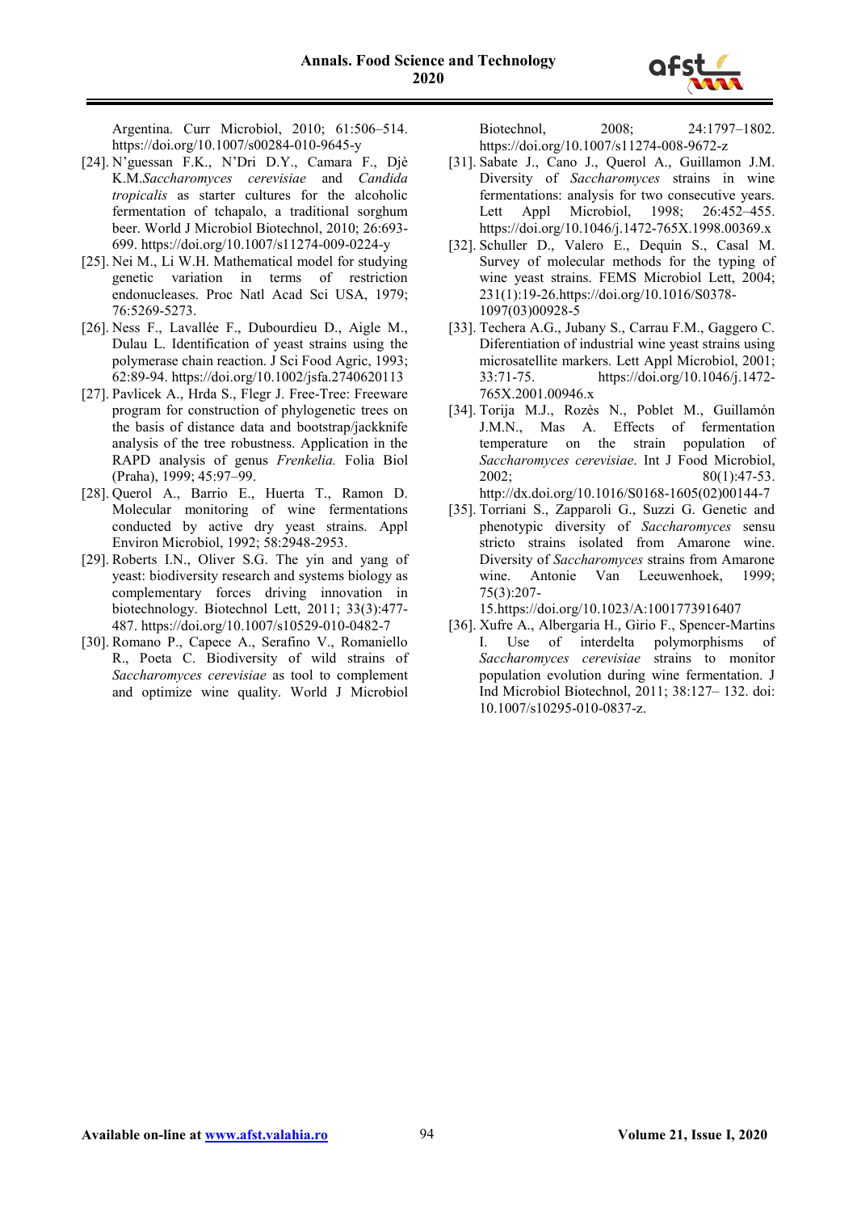Argentina. Curr Microbiol, 2010; 61:506–514. https://doi.org/10.1007/s00284-010-9645-y

[24]. N'guessan F.K., N'Dri D.Y., Camara F., Djè K.M.*Saccharomyces cerevisiae* and *Candida tropicalis* as starter cultures for the alcoholic fermentation of tchapalo, a traditional sorghum beer. World J Microbiol Biotechnol, 2010; 26:693-699. https://doi.org/10.1007/s11274-009-0224-y

[25]. Nei M., Li W.H. Mathematical model for studying genetic variation in terms of restriction endonucleases. Proc Natl Acad Sci USA, 1979; 76:5269-5273.

[26]. Ness F., Lavallée F., Dubourdieu D., Aigle M., Dulau L. Identification of yeast strains using the polymerase chain reaction. J Sci Food Agric, 1993; 62:89-94. https://doi.org/10.1002/jsfa.2740620113

[27]. Pavlicek A., Hrda S., Flegr J. Free-Tree: Freeware program for construction of phylogenetic trees on the basis of distance data and bootstrap/jackknife analysis of the tree robustness. Application in the RAPD analysis of genus *Frenkelia.* Folia Biol (Praha), 1999; 45:97–99.

[28]. Querol A., Barrio E., Huerta T., Ramon D. Molecular monitoring of wine fermentations conducted by active dry yeast strains. Appl Environ Microbiol, 1992; 58:2948-2953.

[29]. Roberts I.N., Oliver S.G. The yin and yang of yeast: biodiversity research and systems biology as complementary forces driving innovation in biotechnology. Biotechnol Lett, 2011; 33(3):477-487. https://doi.org/10.1007/s10529-010-0482-7

[30]. Romano P., Capece A., Serafino V., Romaniello R., Poeta C. Biodiversity of wild strains of *Saccharomyces cerevisiae* as tool to complement and optimize wine quality. World J Microbiol Biotechnol, 2008; 24:1797–1802. https://doi.org/10.1007/s11274-008-9672-z

[31]. Sabate J., Cano J., Querol A., Guillamon J.M. Diversity of *Saccharomyces* strains in wine fermentations: analysis for two consecutive years. Lett Appl Microbiol, 1998; 26:452–455. https://doi.org/10.1046/j.1472-765X.1998.00369.x

[32]. Schuller D., Valero E., Dequin S., Casal M. Survey of molecular methods for the typing of wine yeast strains. FEMS Microbiol Lett, 2004; 231(1):19-26.https://doi.org/10.1016/S0378-1097(03)00928-5

[33]. Techera A.G., Jubany S., Carrau F.M., Gaggero C. Diferentiation of industrial wine yeast strains using microsatellite markers. Lett Appl Microbiol, 2001; 33:71-75. https://doi.org/10.1046/j.1472-765X.2001.00946.x

[34]. Torija M.J., Rozès N., Poblet M., Guillamón J.M.N., Mas A. Effects of fermentation temperature on the strain population of *Saccharomyces cerevisiae*. Int J Food Microbiol, 2002; 80(1):47-53. http://dx.doi.org/10.1016/S0168-1605(02)00144-7

[35]. Torriani S., Zapparoli G., Suzzi G. Genetic and phenotypic diversity of *Saccharomyces* sensu stricto strains isolated from Amarone wine. Diversity of *Saccharomyces* strains from Amarone wine. Antonie Van Leeuwenhoek, 1999; 75(3):207-15.https://doi.org/10.1023/A:1001773916407

[36]. Xufre A., Albergaria H., Girio F., Spencer-Martins I. Use of interdelta polymorphisms of *Saccharomyces cerevisiae* strains to monitor population evolution during wine fermentation. J Ind Microbiol Biotechnol, 2011; 38:127– 132. doi: 10.1007/s10295-010-0837-z.